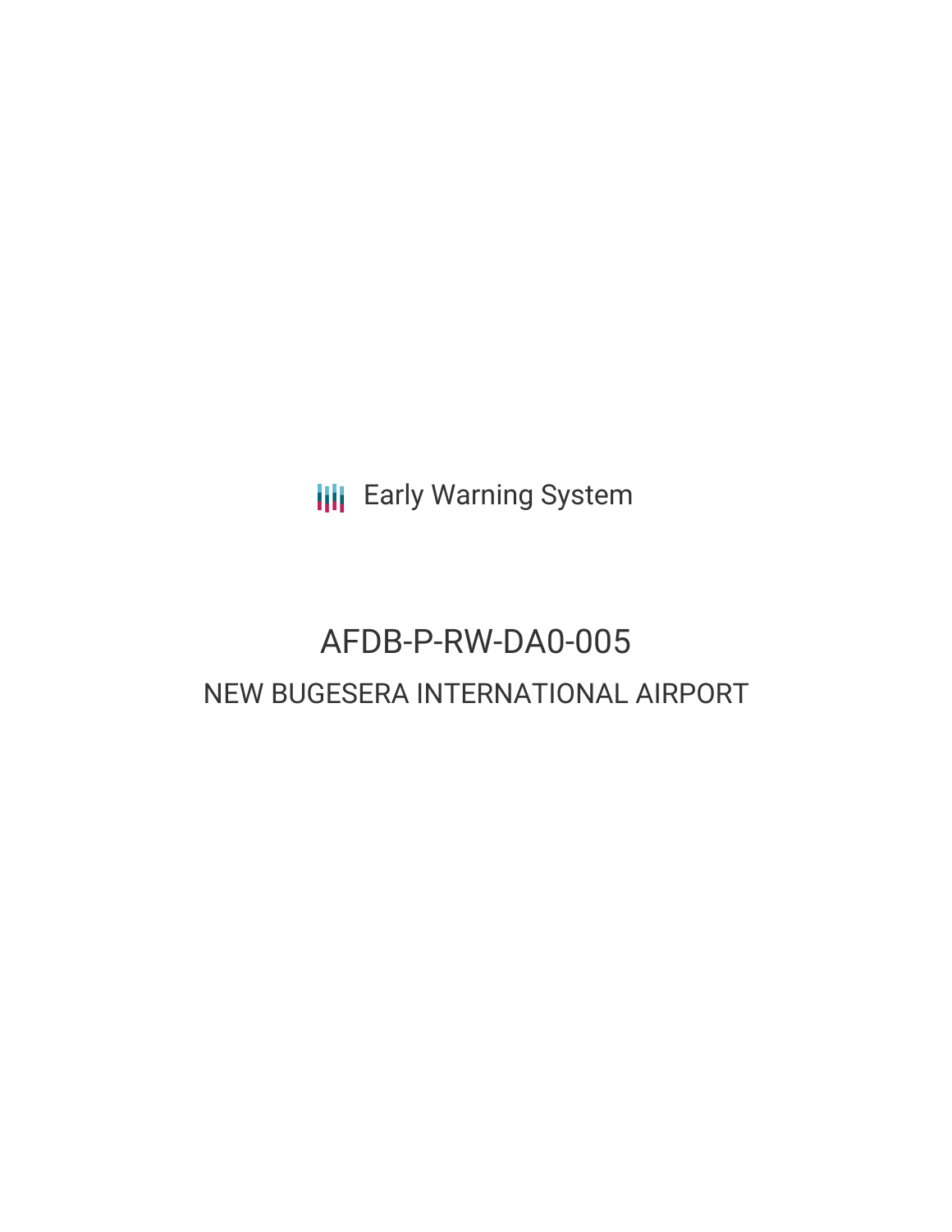Early Warning System

# AFDB-P-RW-DA0-005

## NEW BUGESERA INTERNATIONAL AIRPORT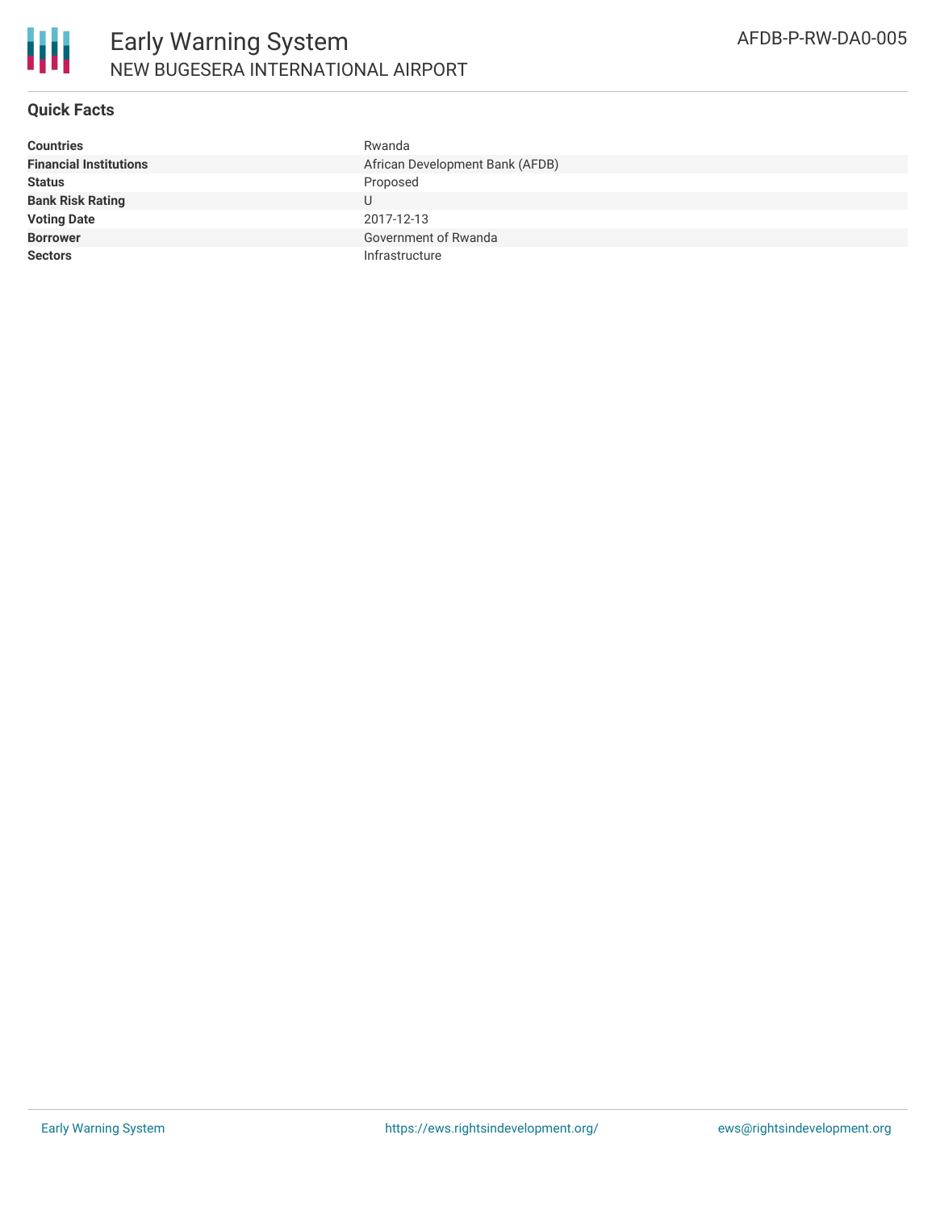## Quick Facts

| | |
|---|---|
| **Countries** | Rwanda |
| **Financial Institutions** | African Development Bank (AFDB) |
| **Status** | Proposed |
| **Bank Risk Rating** | U |
| **Voting Date** | 2017-12-13 |
| **Borrower** | Government of Rwanda |
| **Sectors** | Infrastructure |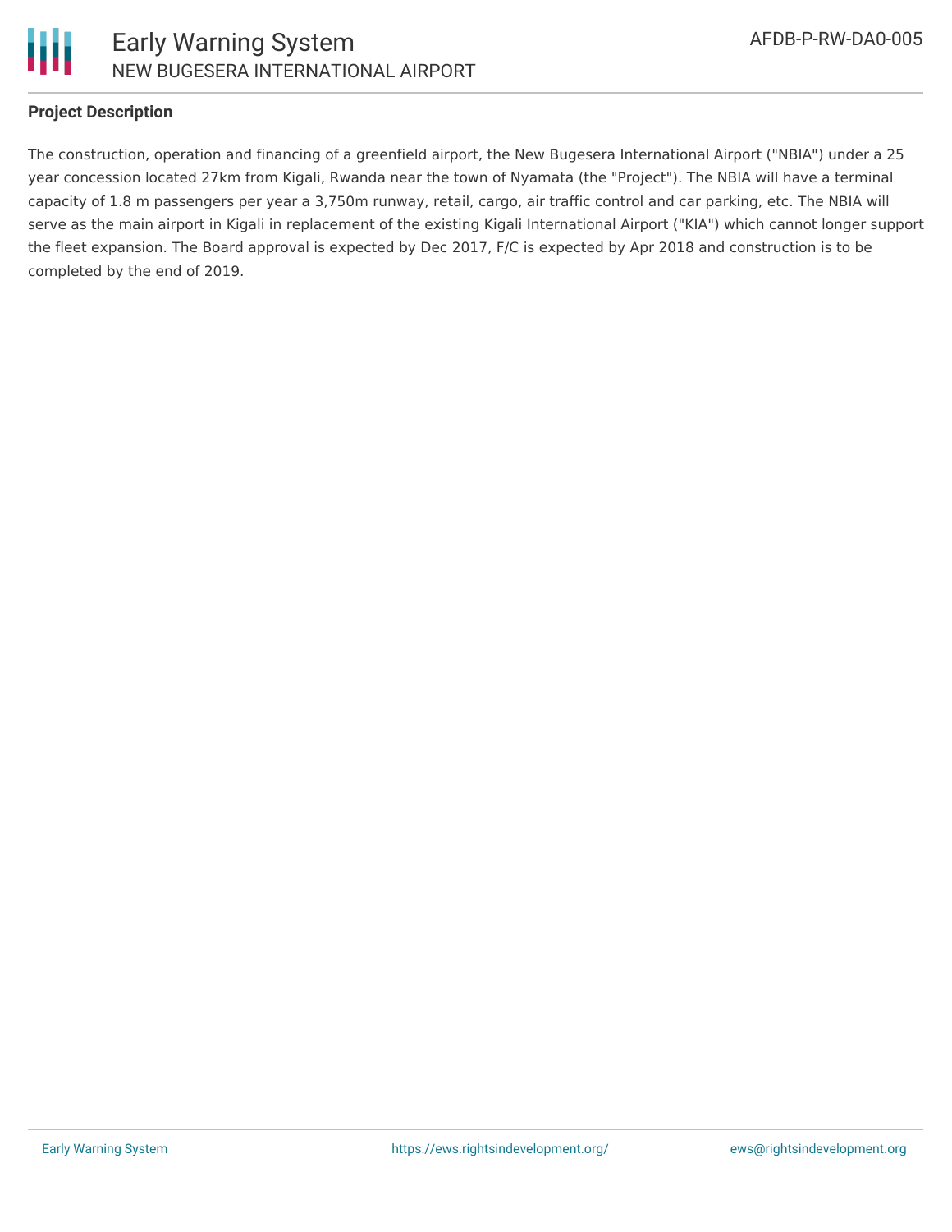## Project Description

The construction, operation and financing of a greenfield airport, the New Bugesera International Airport ("NBIA") under a 25 year concession located 27km from Kigali, Rwanda near the town of Nyamata (the "Project"). The NBIA will have a terminal capacity of 1.8 m passengers per year a 3,750m runway, retail, cargo, air traffic control and car parking, etc. The NBIA will serve as the main airport in Kigali in replacement of the existing Kigali International Airport ("KIA") which cannot longer support the fleet expansion. The Board approval is expected by Dec 2017, F/C is expected by Apr 2018 and construction is to be completed by the end of 2019.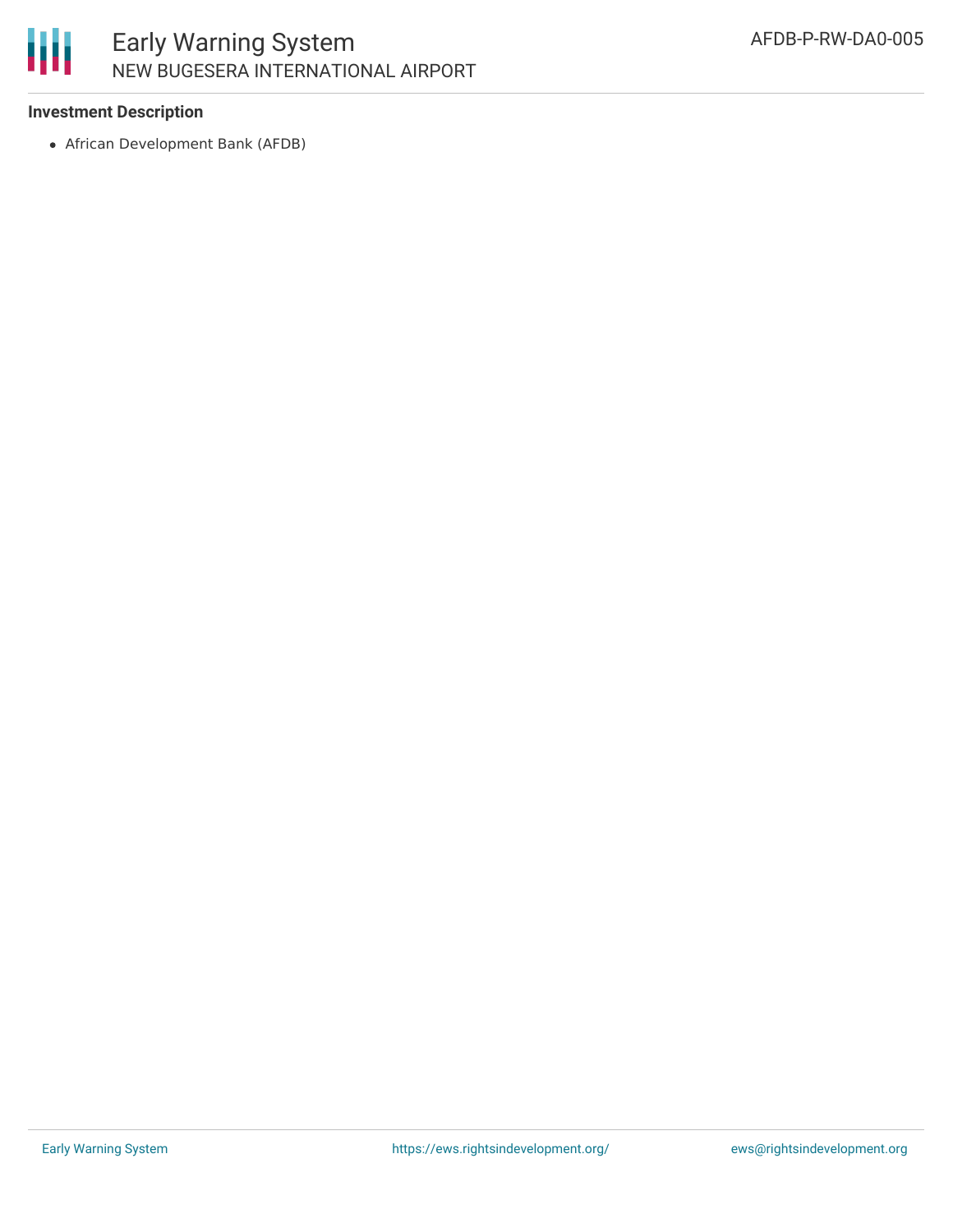**Investment Description**

- African Development Bank (AFDB)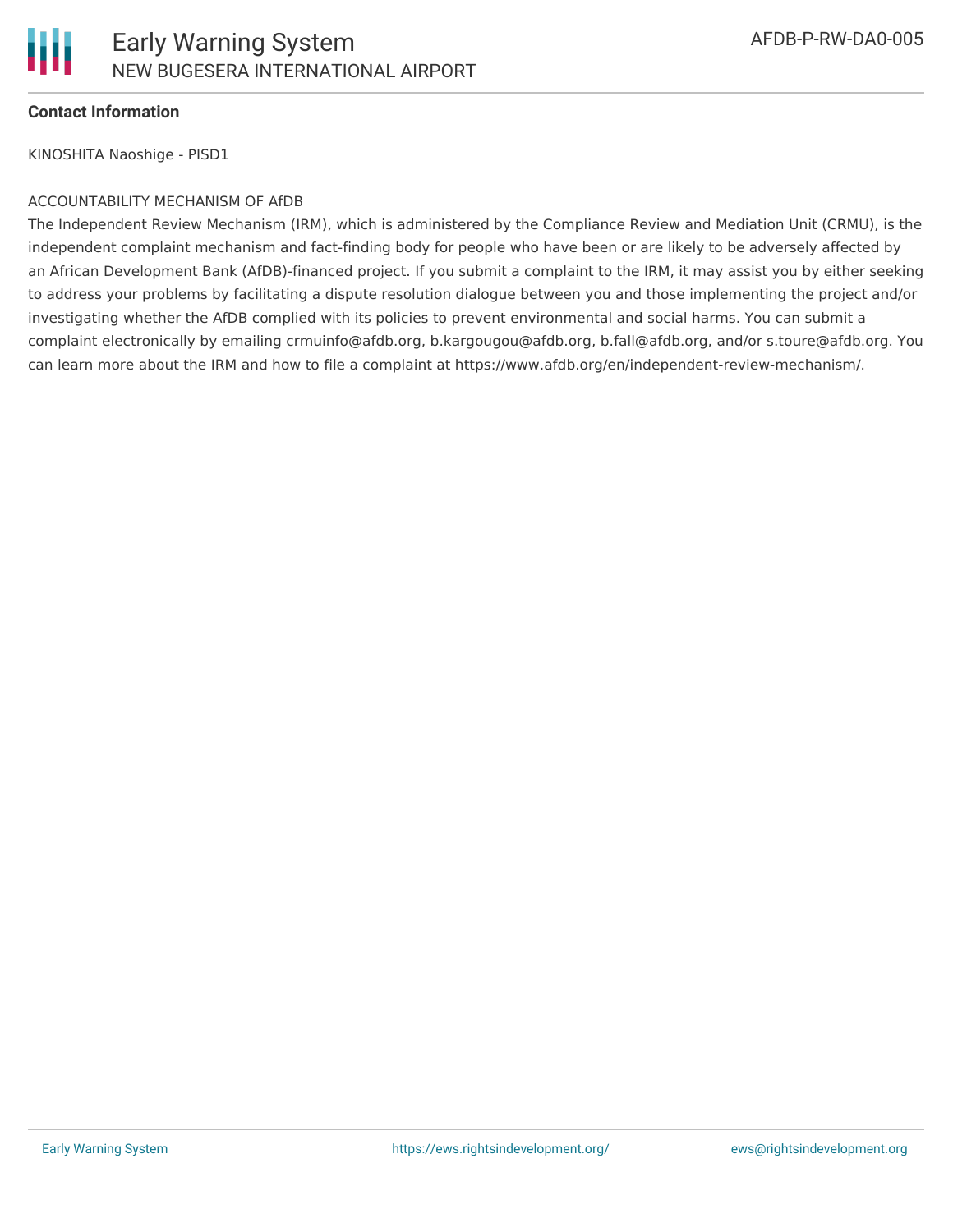**Contact Information**

KINOSHITA Naoshige - PISD1

ACCOUNTABILITY MECHANISM OF AfDB

The Independent Review Mechanism (IRM), which is administered by the Compliance Review and Mediation Unit (CRMU), is the independent complaint mechanism and fact-finding body for people who have been or are likely to be adversely affected by an African Development Bank (AfDB)-financed project. If you submit a complaint to the IRM, it may assist you by either seeking to address your problems by facilitating a dispute resolution dialogue between you and those implementing the project and/or investigating whether the AfDB complied with its policies to prevent environmental and social harms. You can submit a complaint electronically by emailing crmuinfo@afdb.org, b.kargougou@afdb.org, b.fall@afdb.org, and/or s.toure@afdb.org. You can learn more about the IRM and how to file a complaint at https://www.afdb.org/en/independent-review-mechanism/.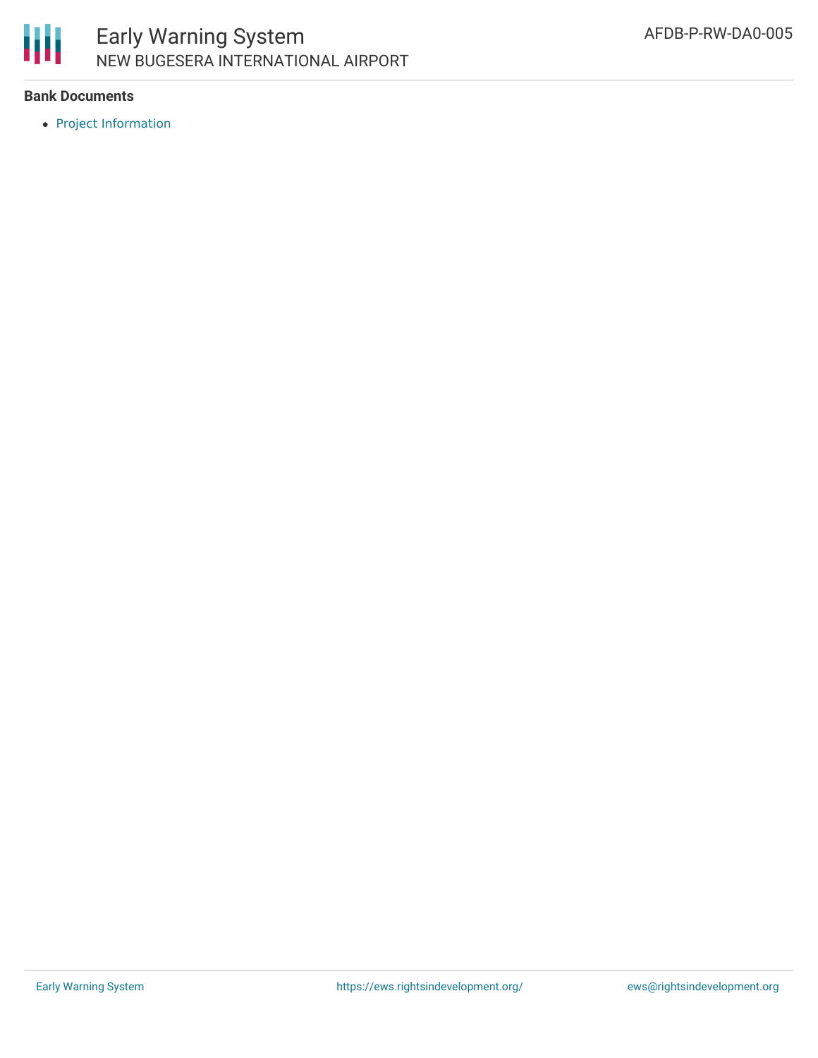**Bank Documents**

- Project Information